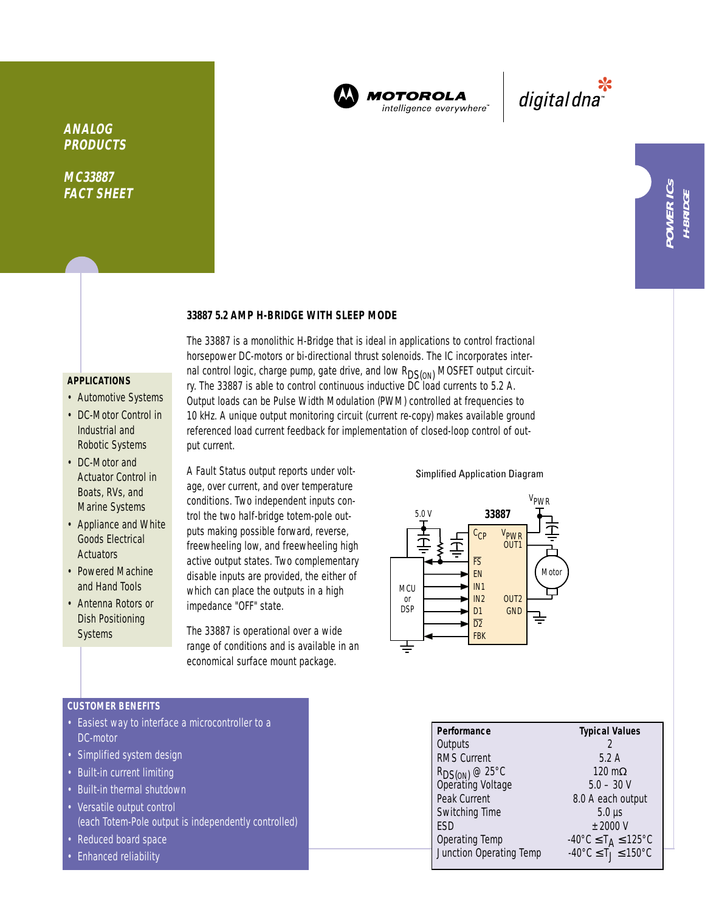ANALOG PRODUCTS

MC33887 FACT SHEET

MOTOROLA *intelligence everywhere*™ | digital dna™

POWER ICs H-BRIDGE

## 33887 5.2 AMP H-BRIDGE WITH SLEEP MODE

The 33887 is a monolithic H-Bridge that is ideal in applications to control fractional horsepower DC-motors or bi-directional thrust solenoids. The IC incorporates internal control logic, charge pump, gate drive, and low $R_{DS(ON)}$ MOSFET output circuitry. The 33887 is able to control continuous inductive DC load currents to 5.2 A. Output loads can be Pulse Width Modulation (PWM) controlled at frequencies to 10 kHz. A unique output monitoring circuit (current re-copy) makes available ground referenced load current feedback for implementation of closed-loop control of output current.

A Fault Status output reports under voltage, over current, and over temperature conditions. Two independent inputs control the two half-bridge totem-pole outputs making possible forward, reverse, freewheeling low, and freewheeling high active output states. Two complementary disable inputs are provided, the either of which can place the outputs in a high impedance "OFF" state.

The 33887 is operational over a wide range of conditions and is available in an economical surface mount package.

### APPLICATIONS

- Automotive Systems
- DC-Motor Control in Industrial and Robotic Systems
- DC-Motor and Actuator Control in Boats, RVs, and Marine Systems
- Appliance and White Goods Electrical Actuators
- Powered Machine and Hand Tools
- Antenna Rotors or Dish Positioning Systems

Simplified Application Diagram

### CUSTOMER BENEFITS

- Easiest way to interface a microcontroller to a DC-motor
- Simplified system design
- Built-in current limiting
- Built-in thermal shutdown
- Versatile output control (each Totem-Pole output is independently controlled)
- Reduced board space
- Enhanced reliability

| Performance | Typical Values |
|---|---|
| Outputs | 2 |
| RMS Current | 5.2 A |
| $R_{DS(ON)}$ @ 25°C | 120 mΩ |
| Operating Voltage | 5.0 – 30 V |
| Peak Current | 8.0 A each output |
| Switching Time | 5.0 µs |
| ESD | ±2000 V |
| Operating Temp | $-40°C \leq T_A \leq 125°C$ |
| Junction Operating Temp | $-40°C \leq T_J \leq 150°C$ |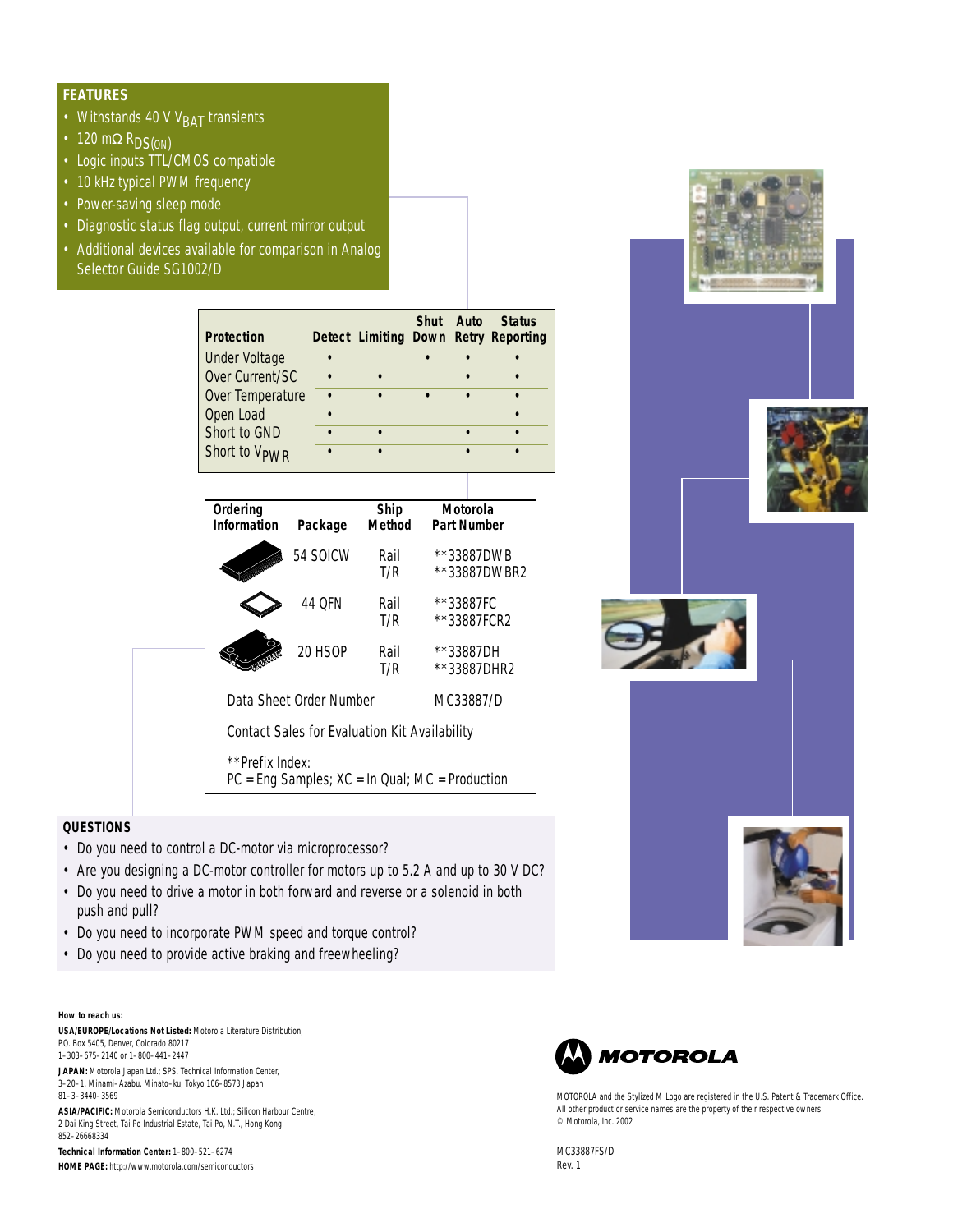## FEATURES

- Withstands 40 V $V_{BAT}$ transients
- 120 mΩ $R_{DS(ON)}$
- Logic inputs TTL/CMOS compatible
- 10 kHz typical PWM frequency
- Power-saving sleep mode
- Diagnostic status flag output, current mirror output
- Additional devices available for comparison in Analog Selector Guide SG1002/D

| Protection | Detect | Limiting | Shut Down | Auto Retry | Status Reporting |
|---|---|---|---|---|---|
| Under Voltage | • | | • | • | • |
| Over Current/SC | • | • | | • | • |
| Over Temperature | • | • | • | • | • |
| Open Load | • | | | | • |
| Short to GND | • | • | | • | • |
| Short to $V_{PWR}$ | • | • | | • | • |

| Ordering Information | Package | Ship Method | Motorola Part Number |
|---|---|---|---|
| | 54 SOICW | Rail | **33887DWB |
| | | T/R | **33887DWBR2 |
| | 44 QFN | Rail | **33887FC |
| | | T/R | **33887FCR2 |
| | 20 HSOP | Rail | **33887DH |
| | | T/R | **33887DHR2 |

Data Sheet Order Number MC33887/D

Contact Sales for Evaluation Kit Availability

**Prefix Index:
PC = Eng Samples; XC = In Qual; MC = Production

## QUESTIONS

- Do you need to control a DC-motor via microprocessor?
- Are you designing a DC-motor controller for motors up to 5.2 A and up to 30 V DC?
- Do you need to drive a motor in both forward and reverse or a solenoid in both push and pull?
- Do you need to incorporate PWM speed and torque control?
- Do you need to provide active braking and freewheeling?

**How to reach us:**

**USA/EUROPE/Locations Not Listed:** Motorola Literature Distribution; P.O. Box 5405, Denver, Colorado 80217
1–303–675–2140 or 1–800–441–2447

**JAPAN:** Motorola Japan Ltd.; SPS, Technical Information Center, 3–20–1, Minami–Azabu. Minato–ku, Tokyo 106–8573 Japan
81–3–3440–3569

**ASIA/PACIFIC:** Motorola Semiconductors H.K. Ltd.; Silicon Harbour Centre, 2 Dai King Street, Tai Po Industrial Estate, Tai Po, N.T., Hong Kong
852–26668334

**Technical Information Center:** 1–800–521–6274

**HOME PAGE:** http://www.motorola.com/semiconductors

MOTOROLA

MOTOROLA and the Stylized M Logo are registered in the U.S. Patent & Trademark Office. All other product or service names are the property of their respective owners.
© Motorola, Inc. 2002

MC33887FS/D
Rev. 1